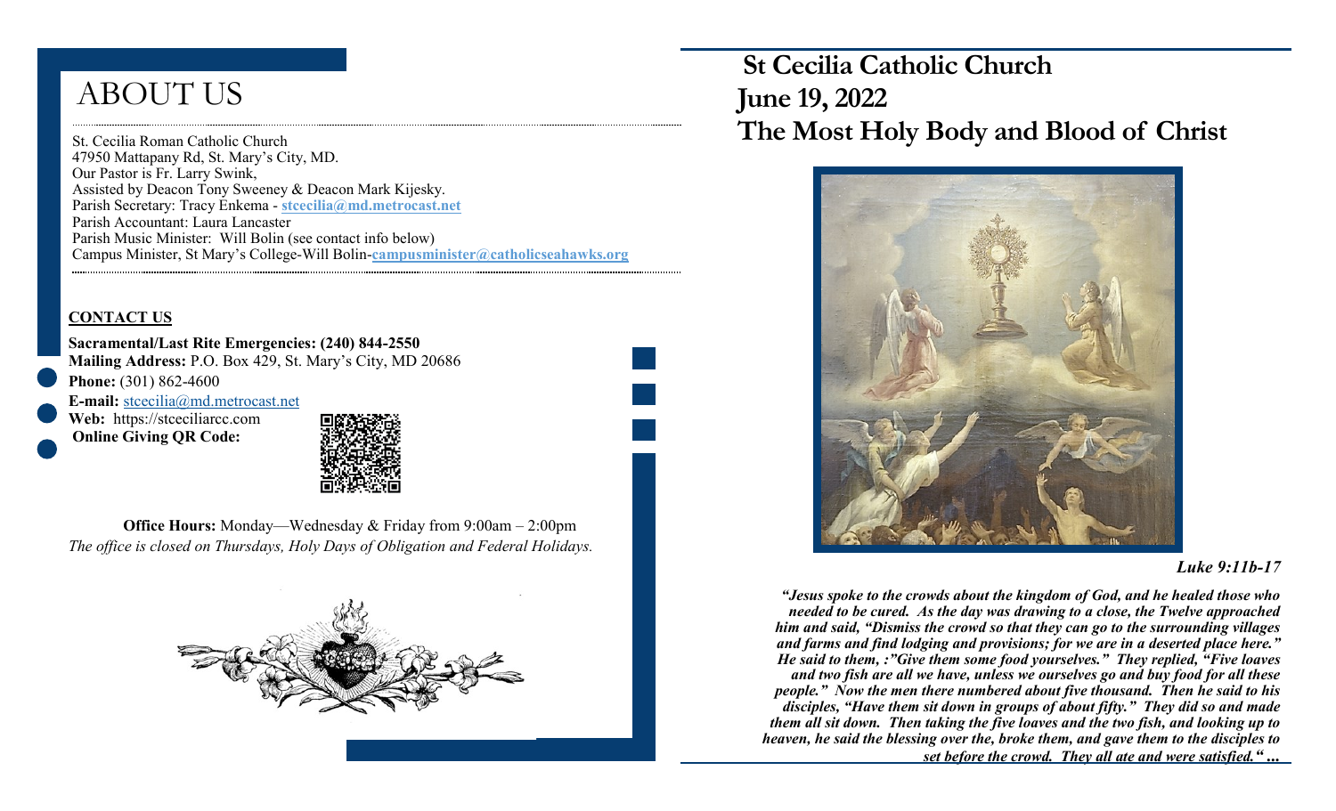# ABOUT US

St. Cecilia Roman Catholic Church
47950 Mattapany Rd, St. Mary's City, MD.
Our Pastor is Fr. Larry Swink,
Assisted by Deacon Tony Sweeney & Deacon Mark Kijesky.
Parish Secretary: Tracy Enkema - **stcecilia@md.metrocast.net**
Parish Accountant: Laura Lancaster
Parish Music Minister: Will Bolin (see contact info below)
Campus Minister, St Mary's College-Will Bolin-**campusminister@catholicseahawks.org**

**CONTACT US**

**Sacramental/Last Rite Emergencies: (240) 844-2550**
**Mailing Address:** P.O. Box 429, St. Mary's City, MD 20686
**Phone:** (301) 862-4600
**E-mail:** stcecilia@md.metrocast.net
**Web:** https://stceciliarcc.com
**Online Giving QR Code:**

**Office Hours:** Monday—Wednesday & Friday from 9:00am – 2:00pm
*The office is closed on Thursdays, Holy Days of Obligation and Federal Holidays.*

# St Cecilia Catholic Church
# June 19, 2022
# The Most Holy Body and Blood of Christ

***Luke 9:11b-17***

***"Jesus spoke to the crowds about the kingdom of God, and he healed those who needed to be cured. As the day was drawing to a close, the Twelve approached him and said, "Dismiss the crowd so that they can go to the surrounding villages and farms and find lodging and provisions; for we are in a deserted place here." He said to them, :"Give them some food yourselves." They replied, "Five loaves and two fish are all we have, unless we ourselves go and buy food for all these people." Now the men there numbered about five thousand. Then he said to his disciples, "Have them sit down in groups of about fifty." They did so and made them all sit down. Then taking the five loaves and the two fish, and looking up to heaven, he said the blessing over the, broke them, and gave them to the disciples to set before the crowd. They all ate and were satisfied." ...***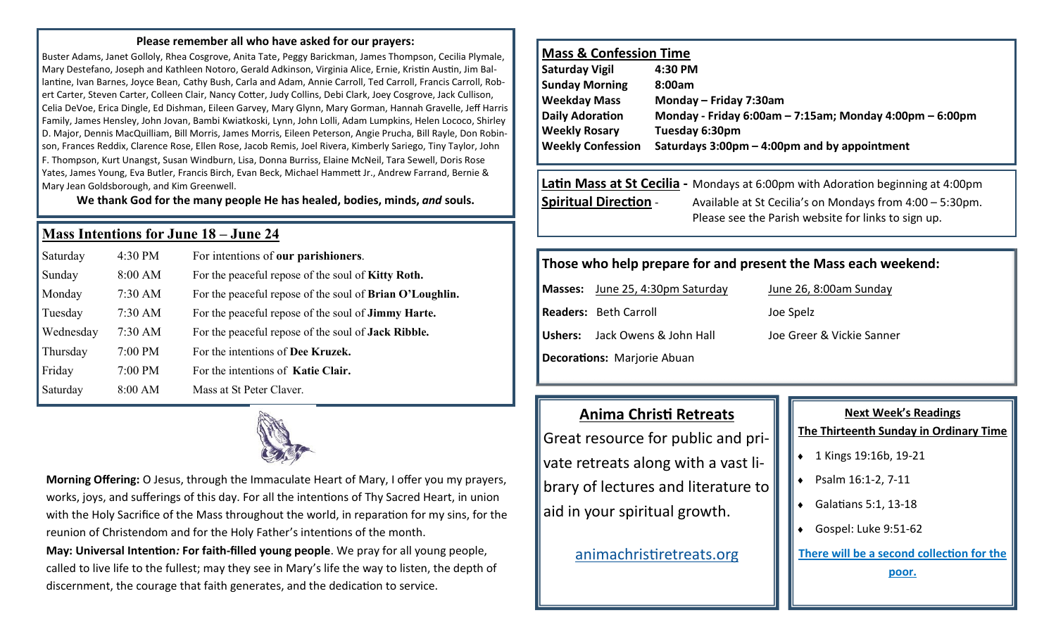**Please remember all who have asked for our prayers:**

Buster Adams, Janet Golloly, Rhea Cosgrove, Anita Tate, Peggy Barickman, James Thompson, Cecilia Plymale, Mary Destefano, Joseph and Kathleen Notoro, Gerald Adkinson, Virginia Alice, Ernie, Kristin Austin, Jim Ballantine, Ivan Barnes, Joyce Bean, Cathy Bush, Carla and Adam, Annie Carroll, Ted Carroll, Francis Carroll, Robert Carter, Steven Carter, Colleen Clair, Nancy Cotter, Judy Collins, Debi Clark, Joey Cosgrove, Jack Cullison, Celia DeVoe, Erica Dingle, Ed Dishman, Eileen Garvey, Mary Glynn, Mary Gorman, Hannah Gravelle, Jeff Harris Family, James Hensley, John Jovan, Bambi Kwiatkoski, Lynn, John Lolli, Adam Lumpkins, Helen Lococo, Shirley D. Major, Dennis MacQuilliam, Bill Morris, James Morris, Eileen Peterson, Angie Prucha, Bill Rayle, Don Robinson, Frances Reddix, Clarence Rose, Ellen Rose, Jacob Remis, Joel Rivera, Kimberly Sariego, Tiny Taylor, John F. Thompson, Kurt Unangst, Susan Windburn, Lisa, Donna Burriss, Elaine McNeil, Tara Sewell, Doris Rose Yates, James Young, Eva Butler, Francis Birch, Evan Beck, Michael Hammett Jr., Andrew Farrand, Bernie & Mary Jean Goldsborough, and Kim Greenwell.

**We thank God for the many people He has healed, bodies, minds, *and* souls.**

## Mass Intentions for June 18 – June 24

| | | |
|---|---|---|
| Saturday | 4:30 PM | For intentions of **our parishioners**. |
| Sunday | 8:00 AM | For the peaceful repose of the soul of **Kitty Roth.** |
| Monday | 7:30 AM | For the peaceful repose of the soul of **Brian O'Loughlin.** |
| Tuesday | 7:30 AM | For the peaceful repose of the soul of **Jimmy Harte.** |
| Wednesday | 7:30 AM | For the peaceful repose of the soul of **Jack Ribble.** |
| Thursday | 7:00 PM | For the intentions of **Dee Kruzek.** |
| Friday | 7:00 PM | For the intentions of **Katie Clair.** |
| Saturday | 8:00 AM | Mass at St Peter Claver. |

**Morning Offering:** O Jesus, through the Immaculate Heart of Mary, I offer you my prayers, works, joys, and sufferings of this day. For all the intentions of Thy Sacred Heart, in union with the Holy Sacrifice of the Mass throughout the world, in reparation for my sins, for the reunion of Christendom and for the Holy Father's intentions of the month.

**May: Universal Intention*:* For faith-filled young people**. We pray for all young people, called to live life to the fullest; may they see in Mary's life the way to listen, the depth of discernment, the courage that faith generates, and the dedication to service.

## Mass & Confession Time

| | |
|---|---|
| **Saturday Vigil** | **4:30 PM** |
| **Sunday Morning** | **8:00am** |
| **Weekday Mass** | **Monday – Friday 7:30am** |
| **Daily Adoration** | **Monday - Friday 6:00am – 7:15am; Monday 4:00pm – 6:00pm** |
| **Weekly Rosary** | **Tuesday 6:30pm** |
| **Weekly Confession** | **Saturdays 3:00pm – 4:00pm and by appointment** |

**Latin Mass at St Cecilia -** Mondays at 6:00pm with Adoration beginning at 4:00pm

**Spiritual Direction** - Available at St Cecilia's on Mondays from 4:00 – 5:30pm. Please see the Parish website for links to sign up.

### Those who help prepare for and present the Mass each weekend:

| | | |
|---|---|---|
| **Masses:** | June 25, 4:30pm Saturday | June 26, 8:00am Sunday |
| **Readers:** | Beth Carroll | Joe Spelz |
| **Ushers:** | Jack Owens & John Hall | Joe Greer & Vickie Sanner |

**Decorations:** Marjorie Abuan

## Anima Christi Retreats

Great resource for public and private retreats along with a vast library of lectures and literature to aid in your spiritual growth.

animachristiretreats.org

### Next Week's Readings

**The Thirteenth Sunday in Ordinary Time**

- 1 Kings 19:16b, 19-21
- Psalm 16:1-2, 7-11
- Galatians 5:1, 13-18
- Gospel: Luke 9:51-62

**There will be a second collection for the poor.**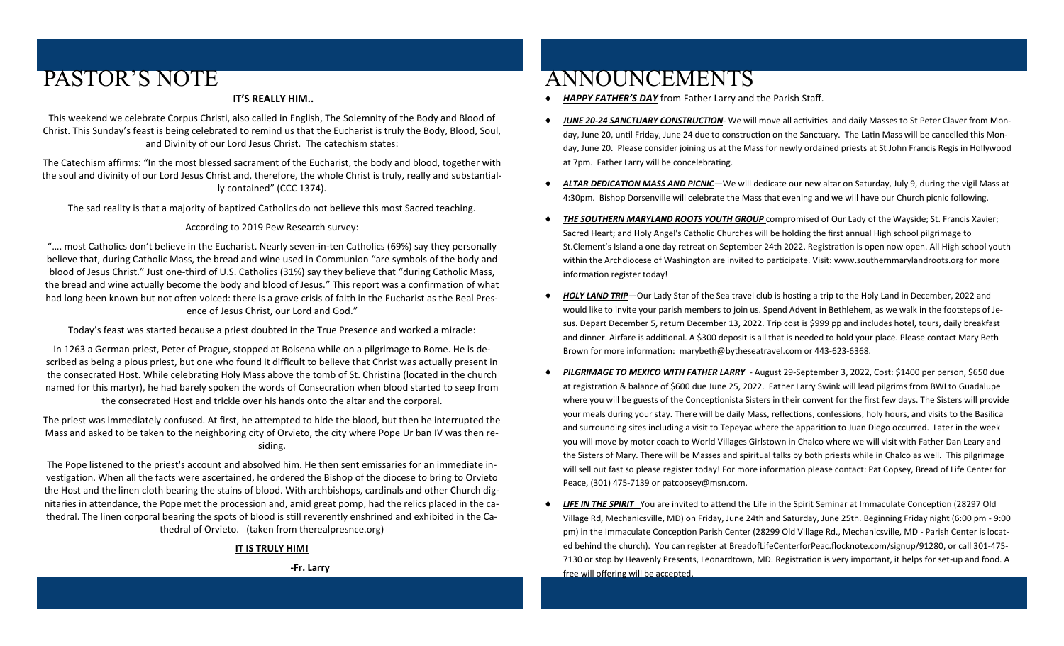# PASTOR'S NOTE

**IT'S REALLY HIM..**

This weekend we celebrate Corpus Christi, also called in English, The Solemnity of the Body and Blood of Christ. This Sunday's feast is being celebrated to remind us that the Eucharist is truly the Body, Blood, Soul, and Divinity of our Lord Jesus Christ. The catechism states:

The Catechism affirms: "In the most blessed sacrament of the Eucharist, the body and blood, together with the soul and divinity of our Lord Jesus Christ and, therefore, the whole Christ is truly, really and substantially contained" (CCC 1374).

The sad reality is that a majority of baptized Catholics do not believe this most Sacred teaching.

According to 2019 Pew Research survey:

"…. most Catholics don't believe in the Eucharist. Nearly seven-in-ten Catholics (69%) say they personally believe that, during Catholic Mass, the bread and wine used in Communion "are symbols of the body and blood of Jesus Christ." Just one-third of U.S. Catholics (31%) say they believe that "during Catholic Mass, the bread and wine actually become the body and blood of Jesus." This report was a confirmation of what had long been known but not often voiced: there is a grave crisis of faith in the Eucharist as the Real Presence of Jesus Christ, our Lord and God."

Today's feast was started because a priest doubted in the True Presence and worked a miracle:

In 1263 a German priest, Peter of Prague, stopped at Bolsena while on a pilgrimage to Rome. He is described as being a pious priest, but one who found it difficult to believe that Christ was actually present in the consecrated Host. While celebrating Holy Mass above the tomb of St. Christina (located in the church named for this martyr), he had barely spoken the words of Consecration when blood started to seep from the consecrated Host and trickle over his hands onto the altar and the corporal.

The priest was immediately confused. At first, he attempted to hide the blood, but then he interrupted the Mass and asked to be taken to the neighboring city of Orvieto, the city where Pope Ur ban IV was then residing.

The Pope listened to the priest's account and absolved him. He then sent emissaries for an immediate investigation. When all the facts were ascertained, he ordered the Bishop of the diocese to bring to Orvieto the Host and the linen cloth bearing the stains of blood. With archbishops, cardinals and other Church dignitaries in attendance, the Pope met the procession and, amid great pomp, had the relics placed in the cathedral. The linen corporal bearing the spots of blood is still reverently enshrined and exhibited in the Cathedral of Orvieto. (taken from therealpresnce.org)

**IT IS TRULY HIM!**

**-Fr. Larry**

# ANNOUNCEMENTS

- ***HAPPY FATHER'S DAY*** from Father Larry and the Parish Staff.
- ***JUNE 20-24 SANCTUARY CONSTRUCTION***- We will move all activities and daily Masses to St Peter Claver from Monday, June 20, until Friday, June 24 due to construction on the Sanctuary. The Latin Mass will be cancelled this Monday, June 20. Please consider joining us at the Mass for newly ordained priests at St John Francis Regis in Hollywood at 7pm. Father Larry will be concelebrating.
- ***ALTAR DEDICATION MASS AND PICNIC***—We will dedicate our new altar on Saturday, July 9, during the vigil Mass at 4:30pm. Bishop Dorsenville will celebrate the Mass that evening and we will have our Church picnic following.
- ***THE SOUTHERN MARYLAND ROOTS YOUTH GROUP*** compromised of Our Lady of the Wayside; St. Francis Xavier; Sacred Heart; and Holy Angel's Catholic Churches will be holding the first annual High school pilgrimage to St.Clement's Island a one day retreat on September 24th 2022. Registration is open now open. All High school youth within the Archdiocese of Washington are invited to participate. Visit: www.southernmarylandroots.org for more information register today!
- ***HOLY LAND TRIP***—Our Lady Star of the Sea travel club is hosting a trip to the Holy Land in December, 2022 and would like to invite your parish members to join us. Spend Advent in Bethlehem, as we walk in the footsteps of Jesus. Depart December 5, return December 13, 2022. Trip cost is $999 pp and includes hotel, tours, daily breakfast and dinner. Airfare is additional. A $300 deposit is all that is needed to hold your place. Please contact Mary Beth Brown for more information: marybeth@bytheseatravel.com or 443-623-6368.
- ***PILGRIMAGE TO MEXICO WITH FATHER LARRY*** - August 29-September 3, 2022, Cost: $1400 per person, $650 due at registration & balance of $600 due June 25, 2022. Father Larry Swink will lead pilgrims from BWI to Guadalupe where you will be guests of the Conceptionista Sisters in their convent for the first few days. The Sisters will provide your meals during your stay. There will be daily Mass, reflections, confessions, holy hours, and visits to the Basilica and surrounding sites including a visit to Tepeyac where the apparition to Juan Diego occurred. Later in the week you will move by motor coach to World Villages Girlstown in Chalco where we will visit with Father Dan Leary and the Sisters of Mary. There will be Masses and spiritual talks by both priests while in Chalco as well. This pilgrimage will sell out fast so please register today! For more information please contact: Pat Copsey, Bread of Life Center for Peace, (301) 475-7139 or patcopsey@msn.com.
- ***LIFE IN THE SPIRIT*** You are invited to attend the Life in the Spirit Seminar at Immaculate Conception (28297 Old Village Rd, Mechanicsville, MD) on Friday, June 24th and Saturday, June 25th. Beginning Friday night (6:00 pm - 9:00 pm) in the Immaculate Conception Parish Center (28299 Old Village Rd., Mechanicsville, MD - Parish Center is located behind the church). You can register at BreadofLifeCenterforPeac.flocknote.com/signup/91280, or call 301-475-7130 or stop by Heavenly Presents, Leonardtown, MD. Registration is very important, it helps for set-up and food. A free will offering will be accepted.